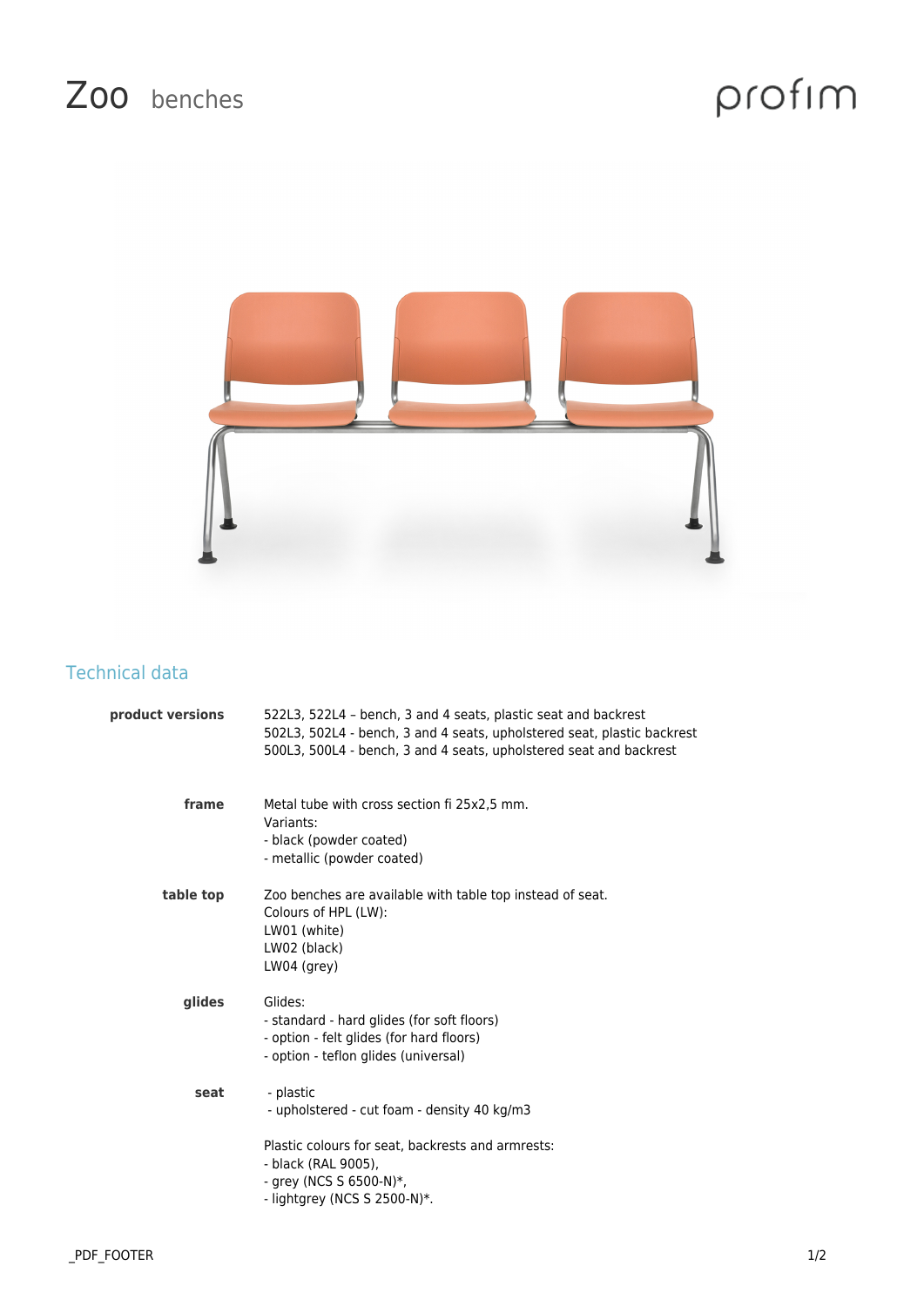# Zoo benches

profim

## Technical data

**product versions**
522L3, 522L4 – bench, 3 and 4 seats, plastic seat and backrest
502L3, 502L4 - bench, 3 and 4 seats, upholstered seat, plastic backrest
500L3, 500L4 - bench, 3 and 4 seats, upholstered seat and backrest

**frame**
Metal tube with cross section fi 25x2,5 mm.
Variants:
- black (powder coated)
- metallic (powder coated)

**table top**
Zoo benches are available with table top instead of seat.
Colours of HPL (LW):
LW01 (white)
LW02 (black)
LW04 (grey)

**glides**
Glides:
- standard - hard glides (for soft floors)
- option - felt glides (for hard floors)
- option - teflon glides (universal)

**seat**
- plastic
- upholstered - cut foam - density 40 kg/m3

Plastic colours for seat, backrests and armrests:
- black (RAL 9005),
- grey (NCS S 6500-N)*,
- lightgrey (NCS S 2500-N)*.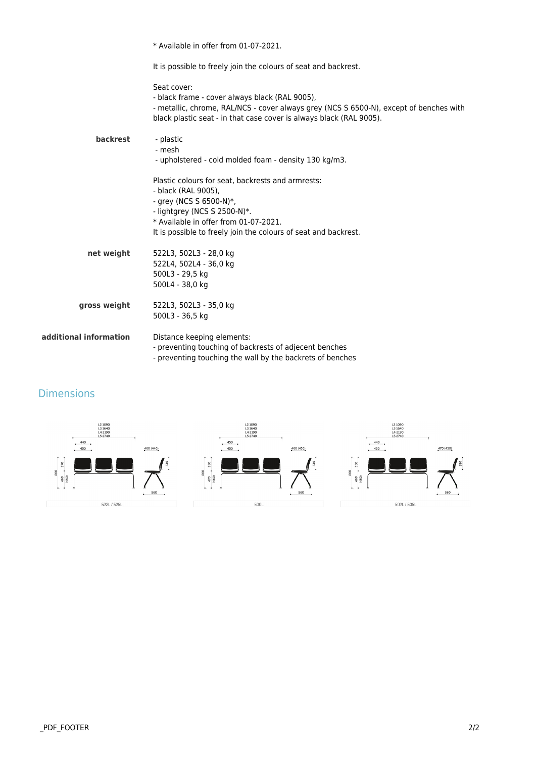\* Available in offer from 01-07-2021.

It is possible to freely join the colours of seat and backrest.

Seat cover:
- black frame - cover always black (RAL 9005),
- metallic, chrome, RAL/NCS - cover always grey (NCS S 6500-N), except of benches with black plastic seat - in that case cover is always black (RAL 9005).

| | |
|---|---|
| **backrest** | - plastic<br>- mesh<br>- upholstered - cold molded foam - density 130 kg/m3.<br><br>Plastic colours for seat, backrests and armrests:<br>- black (RAL 9005),<br>- grey (NCS S 6500-N)*,<br>- lightgrey (NCS S 2500-N)*.<br>* Available in offer from 01-07-2021.<br>It is possible to freely join the colours of seat and backrest. |
| **net weight** | 522L3, 502L3 - 28,0 kg<br>522L4, 502L4 - 36,0 kg<br>500L3 - 29,5 kg<br>500L4 - 38,0 kg |
| **gross weight** | 522L3, 502L3 - 35,0 kg<br>500L3 - 36,5 kg |
| **additional information** | Distance keeping elements:<br>- preventing touching of backrests of adjecent benches<br>- preventing touching the wall by the backrets of benches |

## Dimensions

L2 1090
L3 1640
L4 2190
L5 2740
440
450
460 (440)
370
800
460 (450)
310
560
522L / 525L

L2 1090
L3 1640
L4 2190
L5 2740
450
450
460 (450)
350
800
470 (460)
310
560
500L

L2 1090
L3 1640
L4 2190
L5 2740
440
450
470 (450)
350
800
460 (450)
310
560
502L / 505L